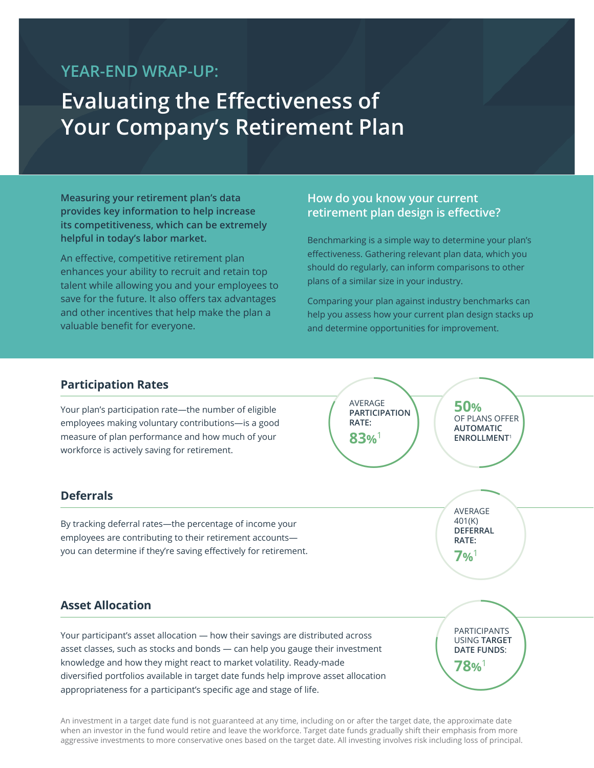YEAR-END WRAP-UP:

# Evaluating the Effectiveness of Your Company's Retirement Plan

**Measuring your retirement plan's data provides key information to help increase its competitiveness, which can be extremely helpful in today's labor market.**

An effective, competitive retirement plan enhances your ability to recruit and retain top talent while allowing you and your employees to save for the future. It also offers tax advantages and other incentives that help make the plan a valuable benefit for everyone.

## How do you know your current retirement plan design is effective?

Benchmarking is a simple way to determine your plan's effectiveness. Gathering relevant plan data, which you should do regularly, can inform comparisons to other plans of a similar size in your industry.

Comparing your plan against industry benchmarks can help you assess how your current plan design stacks up and determine opportunities for improvement.

## Participation Rates

Your plan's participation rate—the number of eligible employees making voluntary contributions—is a good measure of plan performance and how much of your workforce is actively saving for retirement.

AVERAGE **PARTICIPATION RATE:** **83%**[1]

**50%** OF PLANS OFFER **AUTOMATIC ENROLLMENT**[1]

## Deferrals

By tracking deferral rates—the percentage of income your employees are contributing to their retirement accounts—you can determine if they're saving effectively for retirement.

AVERAGE 401(K) **DEFERRAL RATE:** **7%**[1]

## Asset Allocation

Your participant's asset allocation — how their savings are distributed across asset classes, such as stocks and bonds — can help you gauge their investment knowledge and how they might react to market volatility. Ready-made diversified portfolios available in target date funds help improve asset allocation appropriateness for a participant's specific age and stage of life.

PARTICIPANTS USING **TARGET DATE FUNDS**: **78%**[1]

An investment in a target date fund is not guaranteed at any time, including on or after the target date, the approximate date when an investor in the fund would retire and leave the workforce. Target date funds gradually shift their emphasis from more aggressive investments to more conservative ones based on the target date. All investing involves risk including loss of principal.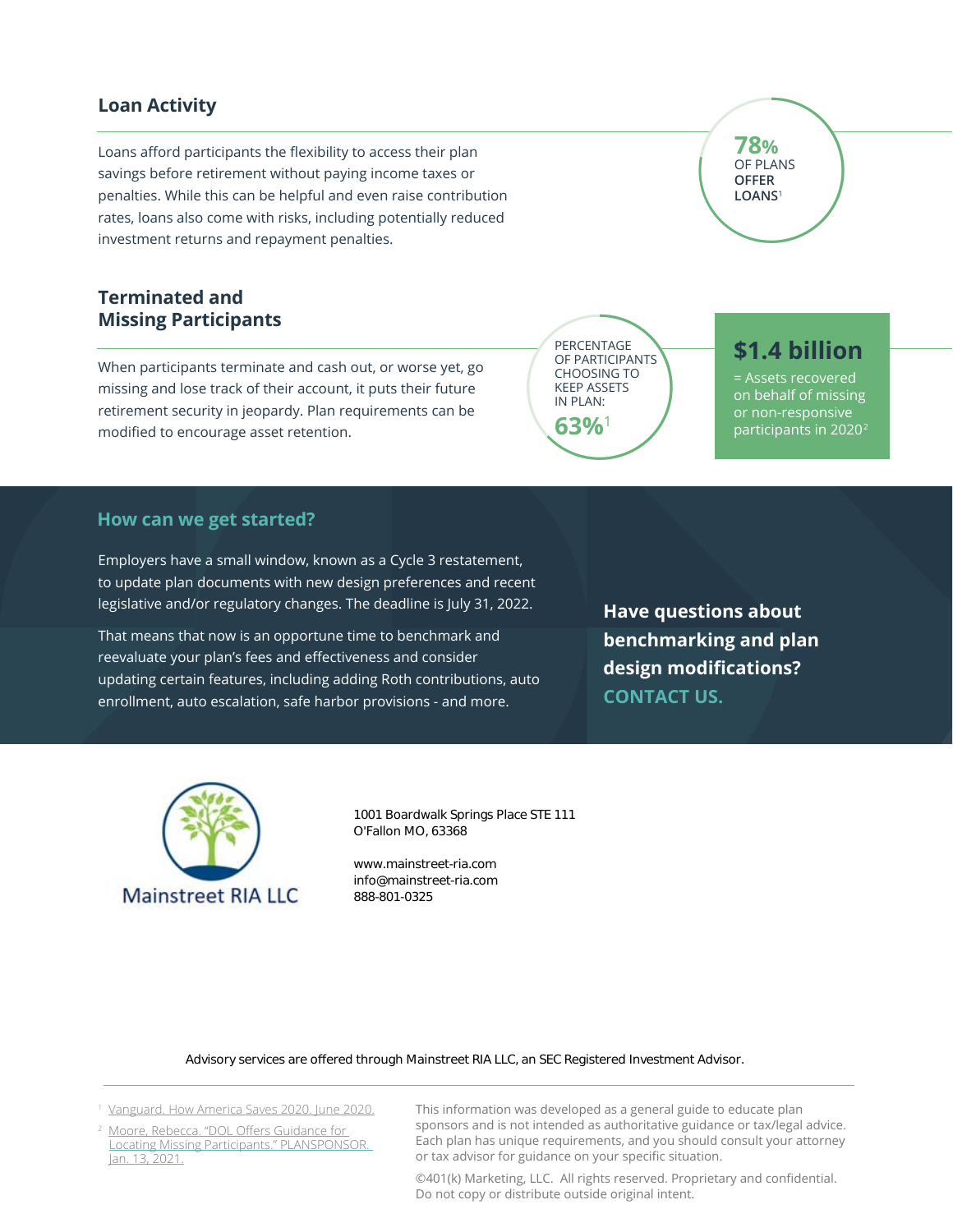## Loan Activity

Loans afford participants the flexibility to access their plan savings before retirement without paying income taxes or penalties. While this can be helpful and even raise contribution rates, loans also come with risks, including potentially reduced investment returns and repayment penalties.

**78%** OF PLANS **OFFER LOANS**[1]

## Terminated and Missing Participants

When participants terminate and cash out, or worse yet, go missing and lose track of their account, it puts their future retirement security in jeopardy. Plan requirements can be modified to encourage asset retention.

PERCENTAGE OF PARTICIPANTS CHOOSING TO KEEP ASSETS IN PLAN: **63%**[1]

**$1.4 billion** = Assets recovered on behalf of missing or non-responsive participants in 2020[2]

## How can we get started?

Employers have a small window, known as a Cycle 3 restatement, to update plan documents with new design preferences and recent legislative and/or regulatory changes. The deadline is July 31, 2022.

That means that now is an opportune time to benchmark and reevaluate your plan's fees and effectiveness and consider updating certain features, including adding Roth contributions, auto enrollment, auto escalation, safe harbor provisions - and more.

**Have questions about benchmarking and plan design modifications? CONTACT US.**

Mainstreet RIA LLC

1001 Boardwalk Springs Place STE 111
O'Fallon MO, 63368

www.mainstreet-ria.com
info@mainstreet-ria.com
888-801-0325

Advisory services are offered through Mainstreet RIA LLC, an SEC Registered Investment Advisor.

---

1. Vanguard. How America Saves 2020. June 2020.
2. Moore, Rebecca. "DOL Offers Guidance for Locating Missing Participants." PLANSPONSOR. Jan. 13, 2021.

This information was developed as a general guide to educate plan sponsors and is not intended as authoritative guidance or tax/legal advice. Each plan has unique requirements, and you should consult your attorney or tax advisor for guidance on your specific situation.

©401(k) Marketing, LLC. All rights reserved. Proprietary and confidential. Do not copy or distribute outside original intent.